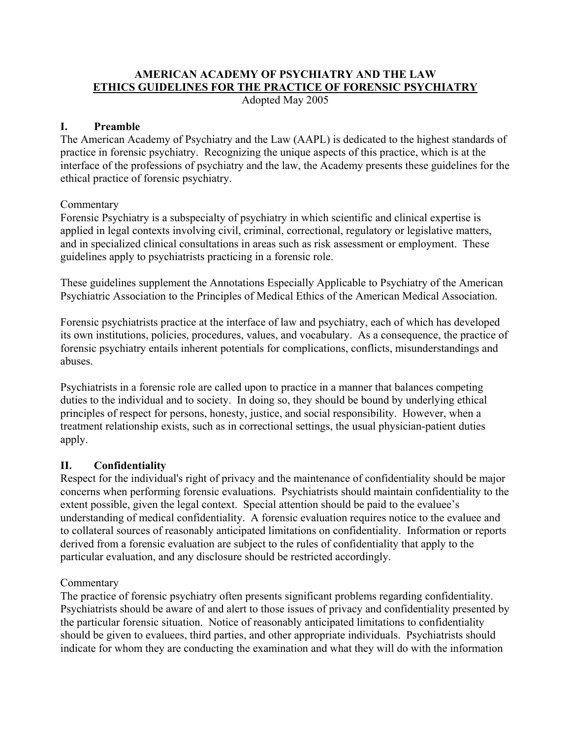# AMERICAN ACADEMY OF PSYCHIATRY AND THE LAW
## ETHICS GUIDELINES FOR THE PRACTICE OF FORENSIC PSYCHIATRY

Adopted May 2005

## I. Preamble

The American Academy of Psychiatry and the Law (AAPL) is dedicated to the highest standards of practice in forensic psychiatry. Recognizing the unique aspects of this practice, which is at the interface of the professions of psychiatry and the law, the Academy presents these guidelines for the ethical practice of forensic psychiatry.

Commentary

Forensic Psychiatry is a subspecialty of psychiatry in which scientific and clinical expertise is applied in legal contexts involving civil, criminal, correctional, regulatory or legislative matters, and in specialized clinical consultations in areas such as risk assessment or employment. These guidelines apply to psychiatrists practicing in a forensic role.

These guidelines supplement the Annotations Especially Applicable to Psychiatry of the American Psychiatric Association to the Principles of Medical Ethics of the American Medical Association.

Forensic psychiatrists practice at the interface of law and psychiatry, each of which has developed its own institutions, policies, procedures, values, and vocabulary. As a consequence, the practice of forensic psychiatry entails inherent potentials for complications, conflicts, misunderstandings and abuses.

Psychiatrists in a forensic role are called upon to practice in a manner that balances competing duties to the individual and to society. In doing so, they should be bound by underlying ethical principles of respect for persons, honesty, justice, and social responsibility. However, when a treatment relationship exists, such as in correctional settings, the usual physician-patient duties apply.

## II. Confidentiality

Respect for the individual's right of privacy and the maintenance of confidentiality should be major concerns when performing forensic evaluations. Psychiatrists should maintain confidentiality to the extent possible, given the legal context. Special attention should be paid to the evaluee's understanding of medical confidentiality. A forensic evaluation requires notice to the evaluee and to collateral sources of reasonably anticipated limitations on confidentiality. Information or reports derived from a forensic evaluation are subject to the rules of confidentiality that apply to the particular evaluation, and any disclosure should be restricted accordingly.

Commentary

The practice of forensic psychiatry often presents significant problems regarding confidentiality. Psychiatrists should be aware of and alert to those issues of privacy and confidentiality presented by the particular forensic situation. Notice of reasonably anticipated limitations to confidentiality should be given to evaluees, third parties, and other appropriate individuals. Psychiatrists should indicate for whom they are conducting the examination and what they will do with the information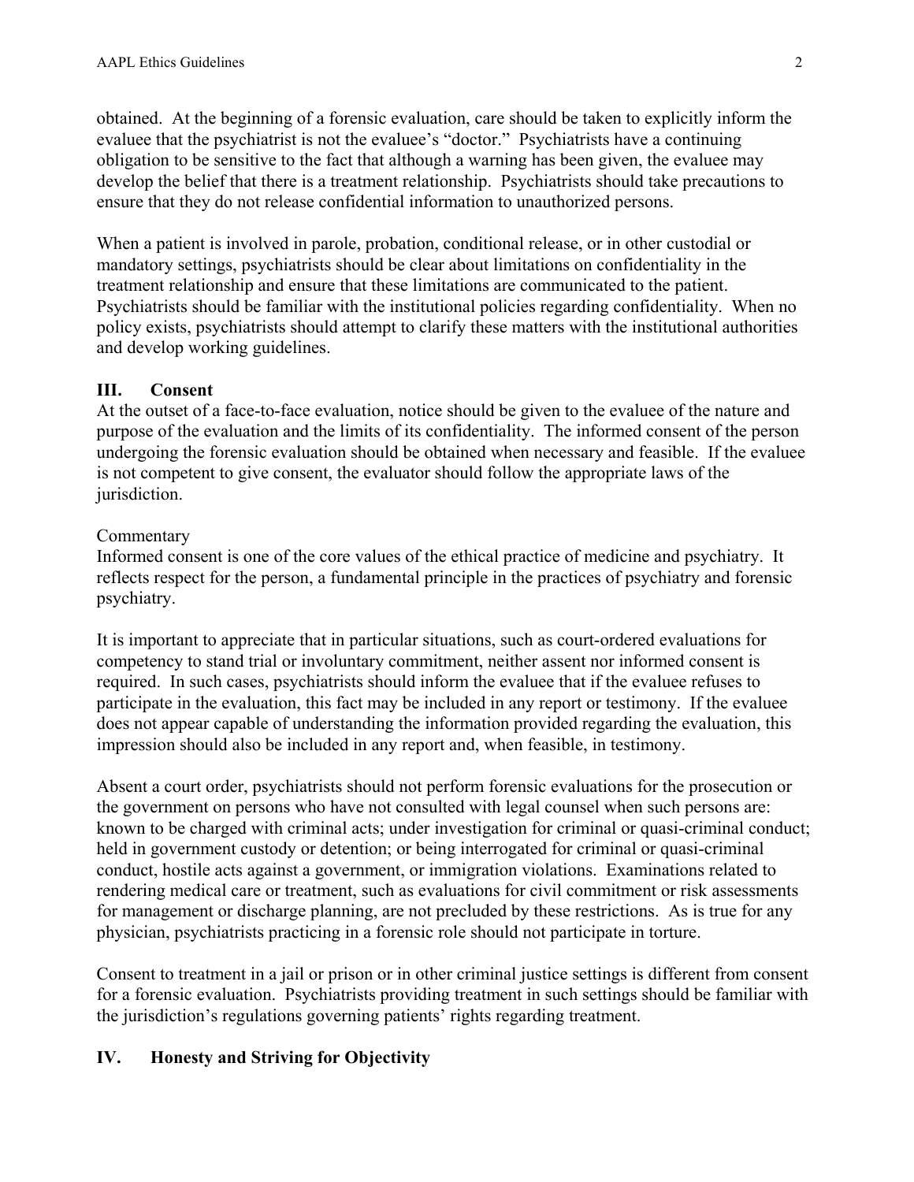obtained. At the beginning of a forensic evaluation, care should be taken to explicitly inform the evaluee that the psychiatrist is not the evaluee's "doctor." Psychiatrists have a continuing obligation to be sensitive to the fact that although a warning has been given, the evaluee may develop the belief that there is a treatment relationship. Psychiatrists should take precautions to ensure that they do not release confidential information to unauthorized persons.

When a patient is involved in parole, probation, conditional release, or in other custodial or mandatory settings, psychiatrists should be clear about limitations on confidentiality in the treatment relationship and ensure that these limitations are communicated to the patient. Psychiatrists should be familiar with the institutional policies regarding confidentiality. When no policy exists, psychiatrists should attempt to clarify these matters with the institutional authorities and develop working guidelines.

## III. Consent

At the outset of a face-to-face evaluation, notice should be given to the evaluee of the nature and purpose of the evaluation and the limits of its confidentiality. The informed consent of the person undergoing the forensic evaluation should be obtained when necessary and feasible. If the evaluee is not competent to give consent, the evaluator should follow the appropriate laws of the jurisdiction.

Commentary

Informed consent is one of the core values of the ethical practice of medicine and psychiatry. It reflects respect for the person, a fundamental principle in the practices of psychiatry and forensic psychiatry.

It is important to appreciate that in particular situations, such as court-ordered evaluations for competency to stand trial or involuntary commitment, neither assent nor informed consent is required. In such cases, psychiatrists should inform the evaluee that if the evaluee refuses to participate in the evaluation, this fact may be included in any report or testimony. If the evaluee does not appear capable of understanding the information provided regarding the evaluation, this impression should also be included in any report and, when feasible, in testimony.

Absent a court order, psychiatrists should not perform forensic evaluations for the prosecution or the government on persons who have not consulted with legal counsel when such persons are: known to be charged with criminal acts; under investigation for criminal or quasi-criminal conduct; held in government custody or detention; or being interrogated for criminal or quasi-criminal conduct, hostile acts against a government, or immigration violations. Examinations related to rendering medical care or treatment, such as evaluations for civil commitment or risk assessments for management or discharge planning, are not precluded by these restrictions. As is true for any physician, psychiatrists practicing in a forensic role should not participate in torture.

Consent to treatment in a jail or prison or in other criminal justice settings is different from consent for a forensic evaluation. Psychiatrists providing treatment in such settings should be familiar with the jurisdiction's regulations governing patients' rights regarding treatment.

## IV. Honesty and Striving for Objectivity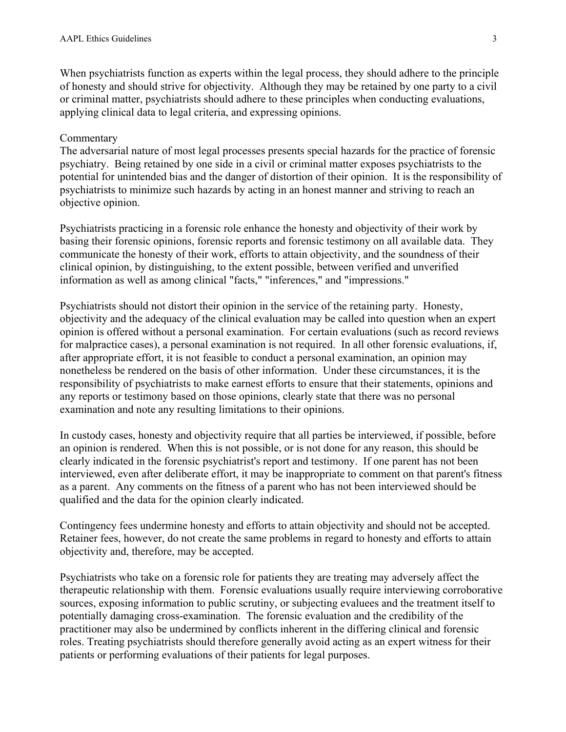When psychiatrists function as experts within the legal process, they should adhere to the principle of honesty and should strive for objectivity. Although they may be retained by one party to a civil or criminal matter, psychiatrists should adhere to these principles when conducting evaluations, applying clinical data to legal criteria, and expressing opinions.

Commentary

The adversarial nature of most legal processes presents special hazards for the practice of forensic psychiatry. Being retained by one side in a civil or criminal matter exposes psychiatrists to the potential for unintended bias and the danger of distortion of their opinion. It is the responsibility of psychiatrists to minimize such hazards by acting in an honest manner and striving to reach an objective opinion.

Psychiatrists practicing in a forensic role enhance the honesty and objectivity of their work by basing their forensic opinions, forensic reports and forensic testimony on all available data. They communicate the honesty of their work, efforts to attain objectivity, and the soundness of their clinical opinion, by distinguishing, to the extent possible, between verified and unverified information as well as among clinical "facts," "inferences," and "impressions."

Psychiatrists should not distort their opinion in the service of the retaining party. Honesty, objectivity and the adequacy of the clinical evaluation may be called into question when an expert opinion is offered without a personal examination. For certain evaluations (such as record reviews for malpractice cases), a personal examination is not required. In all other forensic evaluations, if, after appropriate effort, it is not feasible to conduct a personal examination, an opinion may nonetheless be rendered on the basis of other information. Under these circumstances, it is the responsibility of psychiatrists to make earnest efforts to ensure that their statements, opinions and any reports or testimony based on those opinions, clearly state that there was no personal examination and note any resulting limitations to their opinions.

In custody cases, honesty and objectivity require that all parties be interviewed, if possible, before an opinion is rendered. When this is not possible, or is not done for any reason, this should be clearly indicated in the forensic psychiatrist's report and testimony. If one parent has not been interviewed, even after deliberate effort, it may be inappropriate to comment on that parent's fitness as a parent. Any comments on the fitness of a parent who has not been interviewed should be qualified and the data for the opinion clearly indicated.

Contingency fees undermine honesty and efforts to attain objectivity and should not be accepted. Retainer fees, however, do not create the same problems in regard to honesty and efforts to attain objectivity and, therefore, may be accepted.

Psychiatrists who take on a forensic role for patients they are treating may adversely affect the therapeutic relationship with them. Forensic evaluations usually require interviewing corroborative sources, exposing information to public scrutiny, or subjecting evaluees and the treatment itself to potentially damaging cross-examination. The forensic evaluation and the credibility of the practitioner may also be undermined by conflicts inherent in the differing clinical and forensic roles. Treating psychiatrists should therefore generally avoid acting as an expert witness for their patients or performing evaluations of their patients for legal purposes.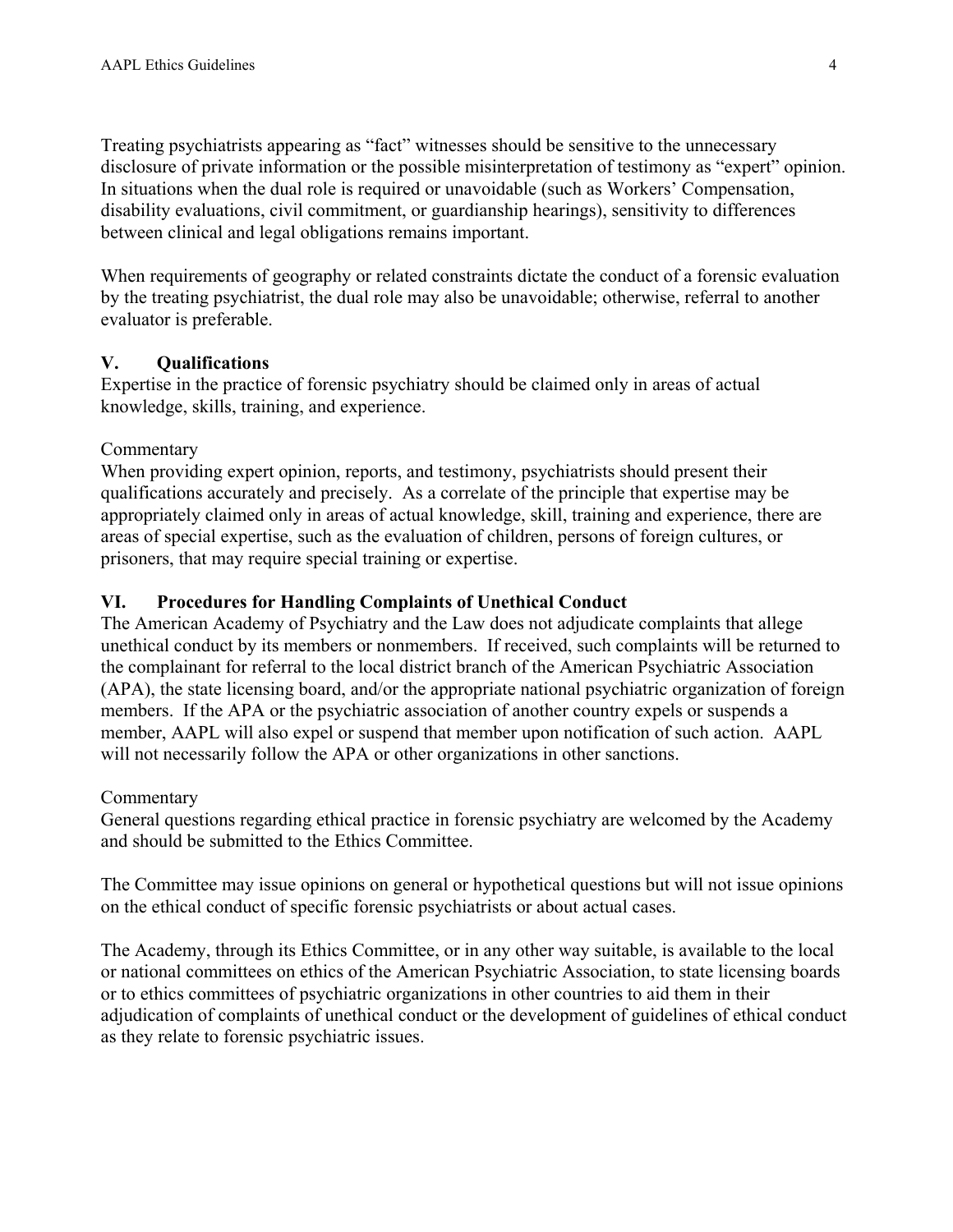Treating psychiatrists appearing as "fact" witnesses should be sensitive to the unnecessary disclosure of private information or the possible misinterpretation of testimony as "expert" opinion. In situations when the dual role is required or unavoidable (such as Workers' Compensation, disability evaluations, civil commitment, or guardianship hearings), sensitivity to differences between clinical and legal obligations remains important.

When requirements of geography or related constraints dictate the conduct of a forensic evaluation by the treating psychiatrist, the dual role may also be unavoidable; otherwise, referral to another evaluator is preferable.

## V. Qualifications

Expertise in the practice of forensic psychiatry should be claimed only in areas of actual knowledge, skills, training, and experience.

Commentary

When providing expert opinion, reports, and testimony, psychiatrists should present their qualifications accurately and precisely. As a correlate of the principle that expertise may be appropriately claimed only in areas of actual knowledge, skill, training and experience, there are areas of special expertise, such as the evaluation of children, persons of foreign cultures, or prisoners, that may require special training or expertise.

## VI. Procedures for Handling Complaints of Unethical Conduct

The American Academy of Psychiatry and the Law does not adjudicate complaints that allege unethical conduct by its members or nonmembers. If received, such complaints will be returned to the complainant for referral to the local district branch of the American Psychiatric Association (APA), the state licensing board, and/or the appropriate national psychiatric organization of foreign members. If the APA or the psychiatric association of another country expels or suspends a member, AAPL will also expel or suspend that member upon notification of such action. AAPL will not necessarily follow the APA or other organizations in other sanctions.

Commentary

General questions regarding ethical practice in forensic psychiatry are welcomed by the Academy and should be submitted to the Ethics Committee.

The Committee may issue opinions on general or hypothetical questions but will not issue opinions on the ethical conduct of specific forensic psychiatrists or about actual cases.

The Academy, through its Ethics Committee, or in any other way suitable, is available to the local or national committees on ethics of the American Psychiatric Association, to state licensing boards or to ethics committees of psychiatric organizations in other countries to aid them in their adjudication of complaints of unethical conduct or the development of guidelines of ethical conduct as they relate to forensic psychiatric issues.